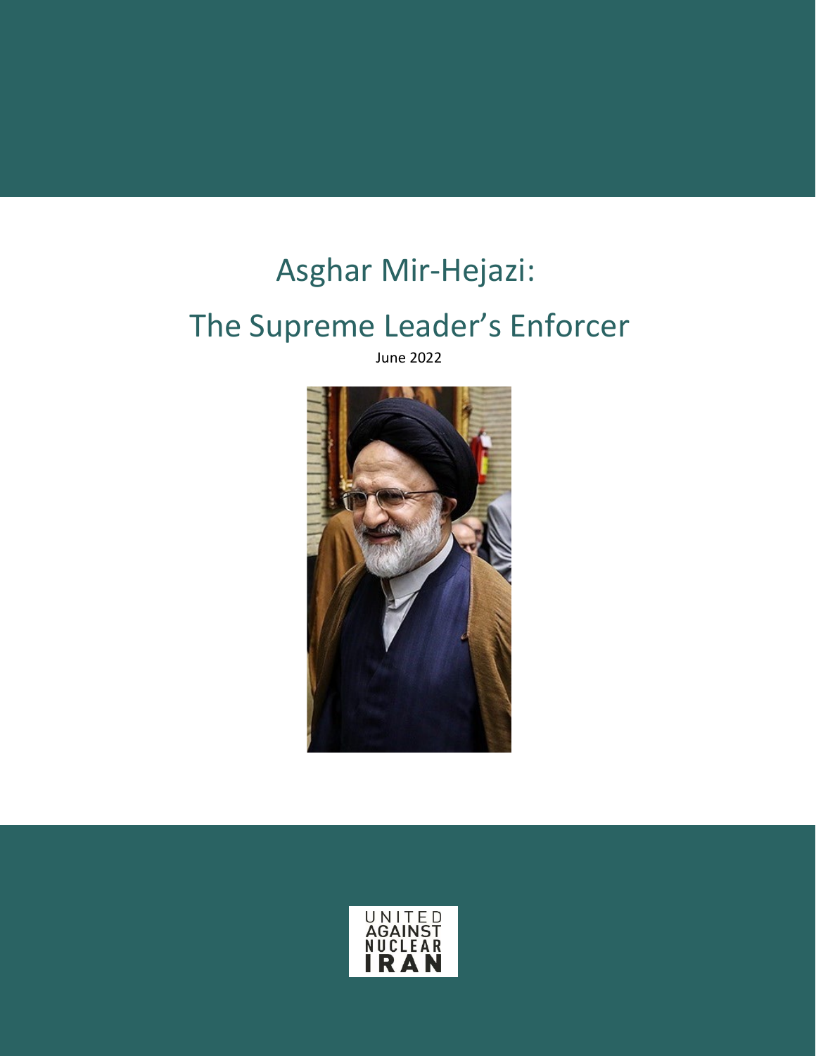# Asghar Mir-Hejazi:

# The Supreme Leader's Enforcer

June 2022

UNITED AGAINST NUCLEAR IRAN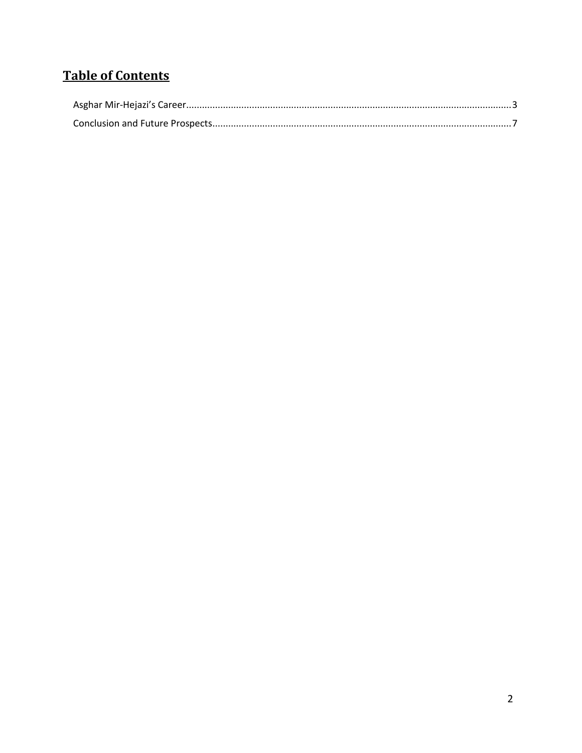# **Table of Contents**

Asghar Mir-Hejazi's Career........................................................................................................................3

Conclusion and Future Prospects..............................................................................................................7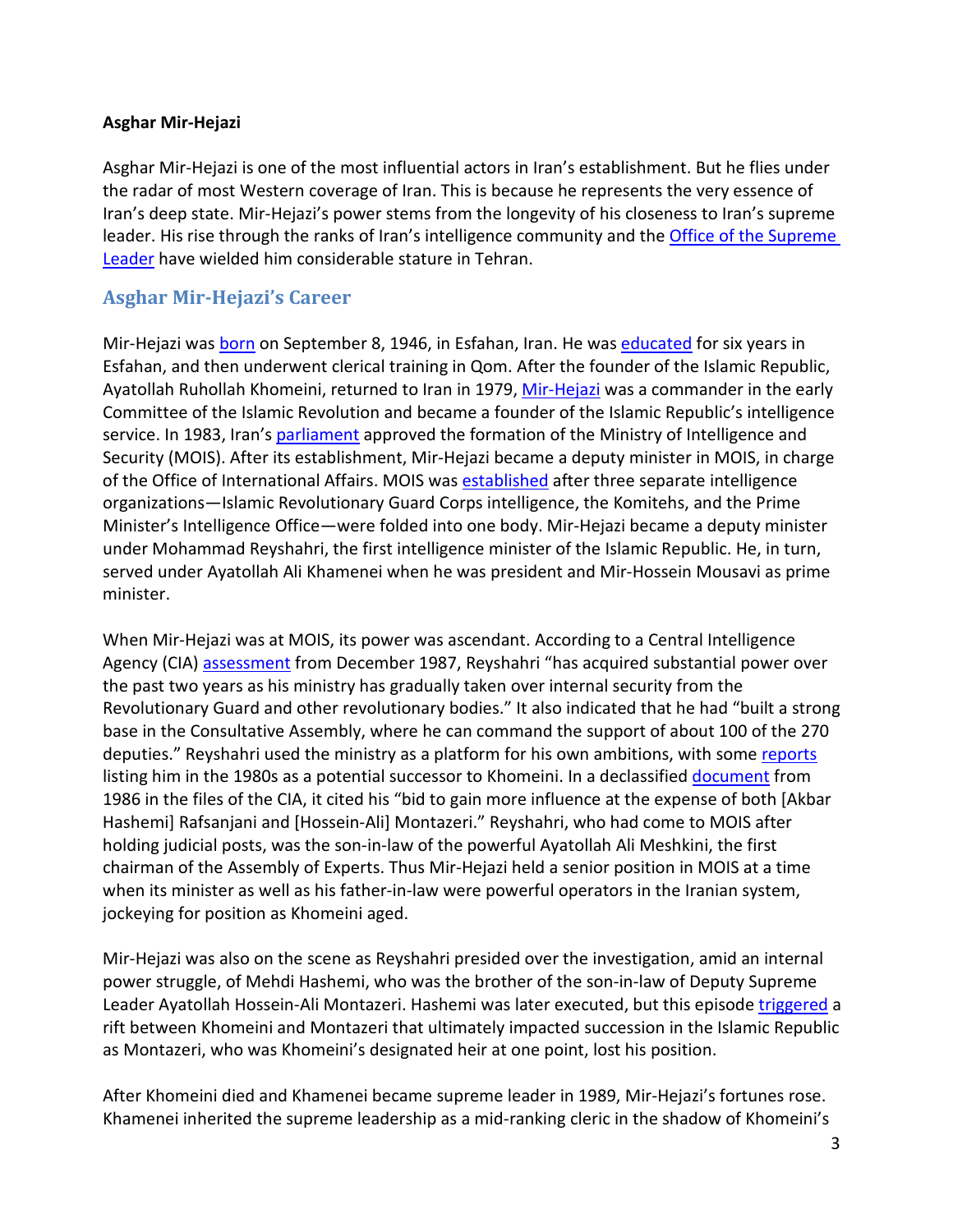**Asghar Mir-Hejazi**

Asghar Mir-Hejazi is one of the most influential actors in Iran's establishment. But he flies under the radar of most Western coverage of Iran. This is because he represents the very essence of Iran's deep state. Mir-Hejazi's power stems from the longevity of his closeness to Iran's supreme leader. His rise through the ranks of Iran's intelligence community and the Office of the Supreme Leader have wielded him considerable stature in Tehran.

## Asghar Mir-Hejazi's Career

Mir-Hejazi was born on September 8, 1946, in Esfahan, Iran. He was educated for six years in Esfahan, and then underwent clerical training in Qom. After the founder of the Islamic Republic, Ayatollah Ruhollah Khomeini, returned to Iran in 1979, Mir-Hejazi was a commander in the early Committee of the Islamic Revolution and became a founder of the Islamic Republic's intelligence service. In 1983, Iran's parliament approved the formation of the Ministry of Intelligence and Security (MOIS). After its establishment, Mir-Hejazi became a deputy minister in MOIS, in charge of the Office of International Affairs. MOIS was established after three separate intelligence organizations—Islamic Revolutionary Guard Corps intelligence, the Komitehs, and the Prime Minister's Intelligence Office—were folded into one body. Mir-Hejazi became a deputy minister under Mohammad Reyshahri, the first intelligence minister of the Islamic Republic. He, in turn, served under Ayatollah Ali Khamenei when he was president and Mir-Hossein Mousavi as prime minister.

When Mir-Hejazi was at MOIS, its power was ascendant. According to a Central Intelligence Agency (CIA) assessment from December 1987, Reyshahri "has acquired substantial power over the past two years as his ministry has gradually taken over internal security from the Revolutionary Guard and other revolutionary bodies." It also indicated that he had "built a strong base in the Consultative Assembly, where he can command the support of about 100 of the 270 deputies." Reyshahri used the ministry as a platform for his own ambitions, with some reports listing him in the 1980s as a potential successor to Khomeini. In a declassified document from 1986 in the files of the CIA, it cited his "bid to gain more influence at the expense of both [Akbar Hashemi] Rafsanjani and [Hossein-Ali] Montazeri." Reyshahri, who had come to MOIS after holding judicial posts, was the son-in-law of the powerful Ayatollah Ali Meshkini, the first chairman of the Assembly of Experts. Thus Mir-Hejazi held a senior position in MOIS at a time when its minister as well as his father-in-law were powerful operators in the Iranian system, jockeying for position as Khomeini aged.

Mir-Hejazi was also on the scene as Reyshahri presided over the investigation, amid an internal power struggle, of Mehdi Hashemi, who was the brother of the son-in-law of Deputy Supreme Leader Ayatollah Hossein-Ali Montazeri. Hashemi was later executed, but this episode triggered a rift between Khomeini and Montazeri that ultimately impacted succession in the Islamic Republic as Montazeri, who was Khomeini's designated heir at one point, lost his position.

After Khomeini died and Khamenei became supreme leader in 1989, Mir-Hejazi's fortunes rose. Khamenei inherited the supreme leadership as a mid-ranking cleric in the shadow of Khomeini's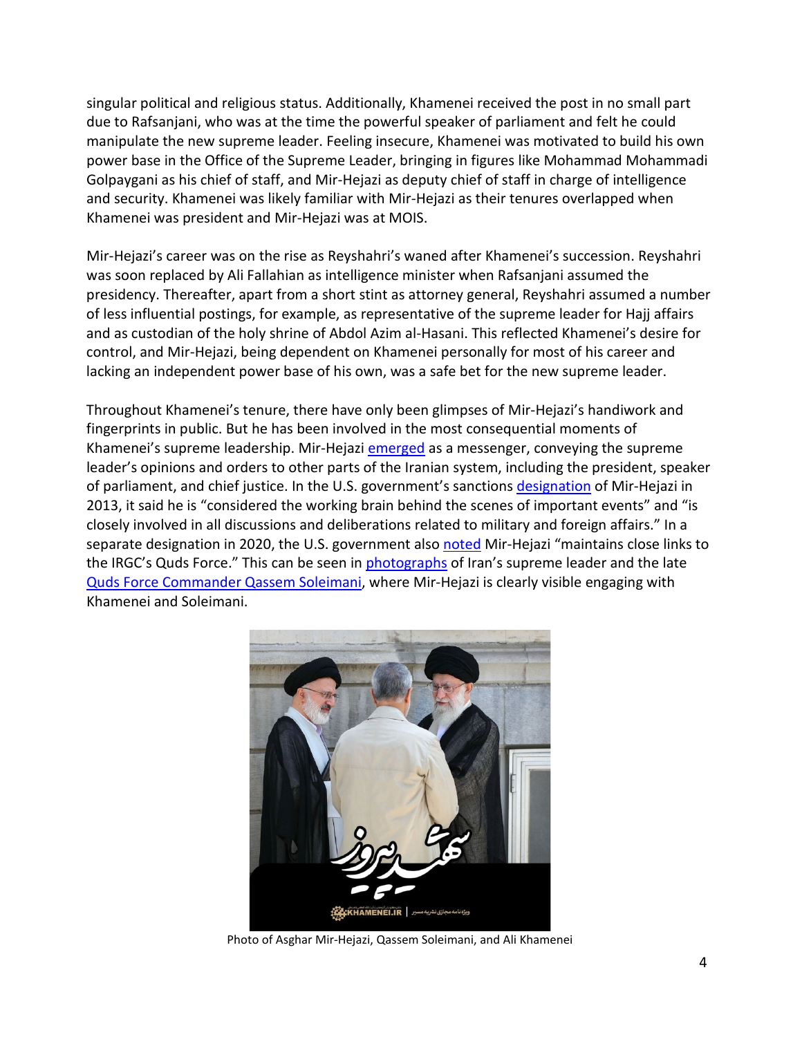singular political and religious status. Additionally, Khamenei received the post in no small part due to Rafsanjani, who was at the time the powerful speaker of parliament and felt he could manipulate the new supreme leader. Feeling insecure, Khamenei was motivated to build his own power base in the Office of the Supreme Leader, bringing in figures like Mohammad Mohammadi Golpaygani as his chief of staff, and Mir-Hejazi as deputy chief of staff in charge of intelligence and security. Khamenei was likely familiar with Mir-Hejazi as their tenures overlapped when Khamenei was president and Mir-Hejazi was at MOIS.

Mir-Hejazi's career was on the rise as Reyshahri's waned after Khamenei's succession. Reyshahri was soon replaced by Ali Fallahian as intelligence minister when Rafsanjani assumed the presidency. Thereafter, apart from a short stint as attorney general, Reyshahri assumed a number of less influential postings, for example, as representative of the supreme leader for Hajj affairs and as custodian of the holy shrine of Abdol Azim al-Hasani. This reflected Khamenei's desire for control, and Mir-Hejazi, being dependent on Khamenei personally for most of his career and lacking an independent power base of his own, was a safe bet for the new supreme leader.

Throughout Khamenei's tenure, there have only been glimpses of Mir-Hejazi's handiwork and fingerprints in public. But he has been involved in the most consequential moments of Khamenei's supreme leadership. Mir-Hejazi emerged as a messenger, conveying the supreme leader's opinions and orders to other parts of the Iranian system, including the president, speaker of parliament, and chief justice. In the U.S. government's sanctions designation of Mir-Hejazi in 2013, it said he is "considered the working brain behind the scenes of important events" and "is closely involved in all discussions and deliberations related to military and foreign affairs." In a separate designation in 2020, the U.S. government also noted Mir-Hejazi "maintains close links to the IRGC's Quds Force." This can be seen in photographs of Iran's supreme leader and the late Quds Force Commander Qassem Soleimani, where Mir-Hejazi is clearly visible engaging with Khamenei and Soleimani.

Photo of Asghar Mir-Hejazi, Qassem Soleimani, and Ali Khamenei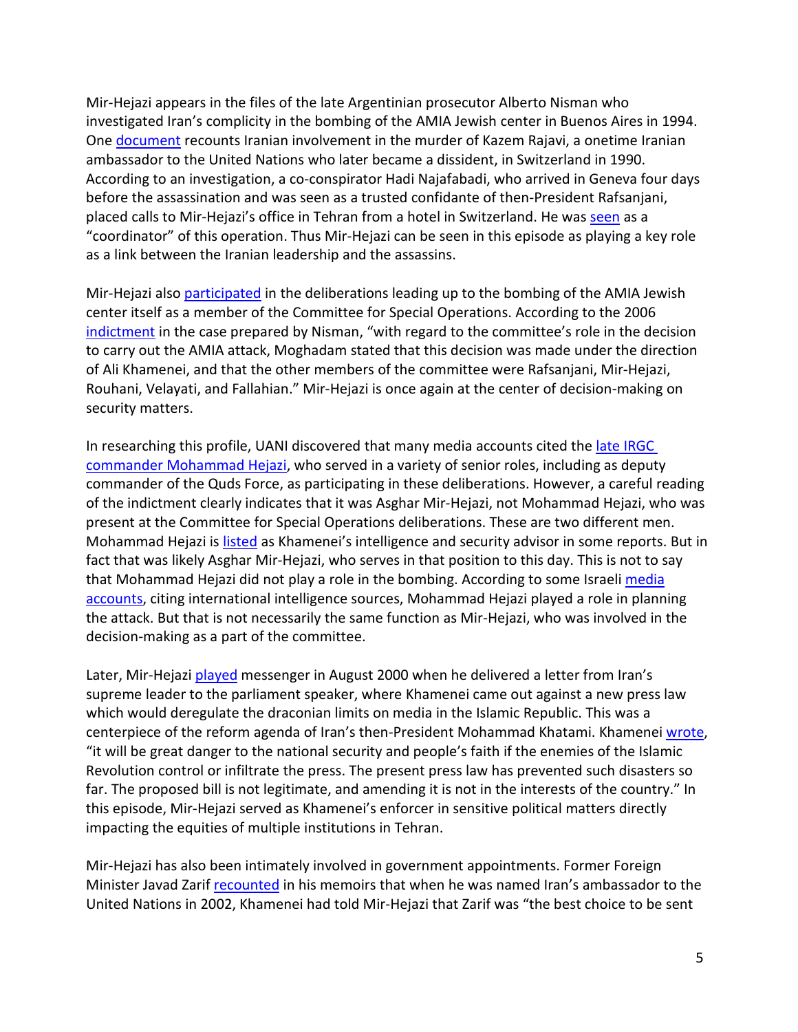Mir-Hejazi appears in the files of the late Argentinian prosecutor Alberto Nisman who investigated Iran's complicity in the bombing of the AMIA Jewish center in Buenos Aires in 1994. One document recounts Iranian involvement in the murder of Kazem Rajavi, a onetime Iranian ambassador to the United Nations who later became a dissident, in Switzerland in 1990. According to an investigation, a co-conspirator Hadi Najafabadi, who arrived in Geneva four days before the assassination and was seen as a trusted confidante of then-President Rafsanjani, placed calls to Mir-Hejazi's office in Tehran from a hotel in Switzerland. He was seen as a "coordinator" of this operation. Thus Mir-Hejazi can be seen in this episode as playing a key role as a link between the Iranian leadership and the assassins.

Mir-Hejazi also participated in the deliberations leading up to the bombing of the AMIA Jewish center itself as a member of the Committee for Special Operations. According to the 2006 indictment in the case prepared by Nisman, "with regard to the committee's role in the decision to carry out the AMIA attack, Moghadam stated that this decision was made under the direction of Ali Khamenei, and that the other members of the committee were Rafsanjani, Mir-Hejazi, Rouhani, Velayati, and Fallahian." Mir-Hejazi is once again at the center of decision-making on security matters.

In researching this profile, UANI discovered that many media accounts cited the late IRGC commander Mohammad Hejazi, who served in a variety of senior roles, including as deputy commander of the Quds Force, as participating in these deliberations. However, a careful reading of the indictment clearly indicates that it was Asghar Mir-Hejazi, not Mohammad Hejazi, who was present at the Committee for Special Operations deliberations. These are two different men. Mohammad Hejazi is listed as Khamenei's intelligence and security advisor in some reports. But in fact that was likely Asghar Mir-Hejazi, who serves in that position to this day. This is not to say that Mohammad Hejazi did not play a role in the bombing. According to some Israeli media accounts, citing international intelligence sources, Mohammad Hejazi played a role in planning the attack. But that is not necessarily the same function as Mir-Hejazi, who was involved in the decision-making as a part of the committee.

Later, Mir-Hejazi played messenger in August 2000 when he delivered a letter from Iran's supreme leader to the parliament speaker, where Khamenei came out against a new press law which would deregulate the draconian limits on media in the Islamic Republic. This was a centerpiece of the reform agenda of Iran's then-President Mohammad Khatami. Khamenei wrote, "it will be great danger to the national security and people's faith if the enemies of the Islamic Revolution control or infiltrate the press. The present press law has prevented such disasters so far. The proposed bill is not legitimate, and amending it is not in the interests of the country." In this episode, Mir-Hejazi served as Khamenei's enforcer in sensitive political matters directly impacting the equities of multiple institutions in Tehran.

Mir-Hejazi has also been intimately involved in government appointments. Former Foreign Minister Javad Zarif recounted in his memoirs that when he was named Iran's ambassador to the United Nations in 2002, Khamenei had told Mir-Hejazi that Zarif was "the best choice to be sent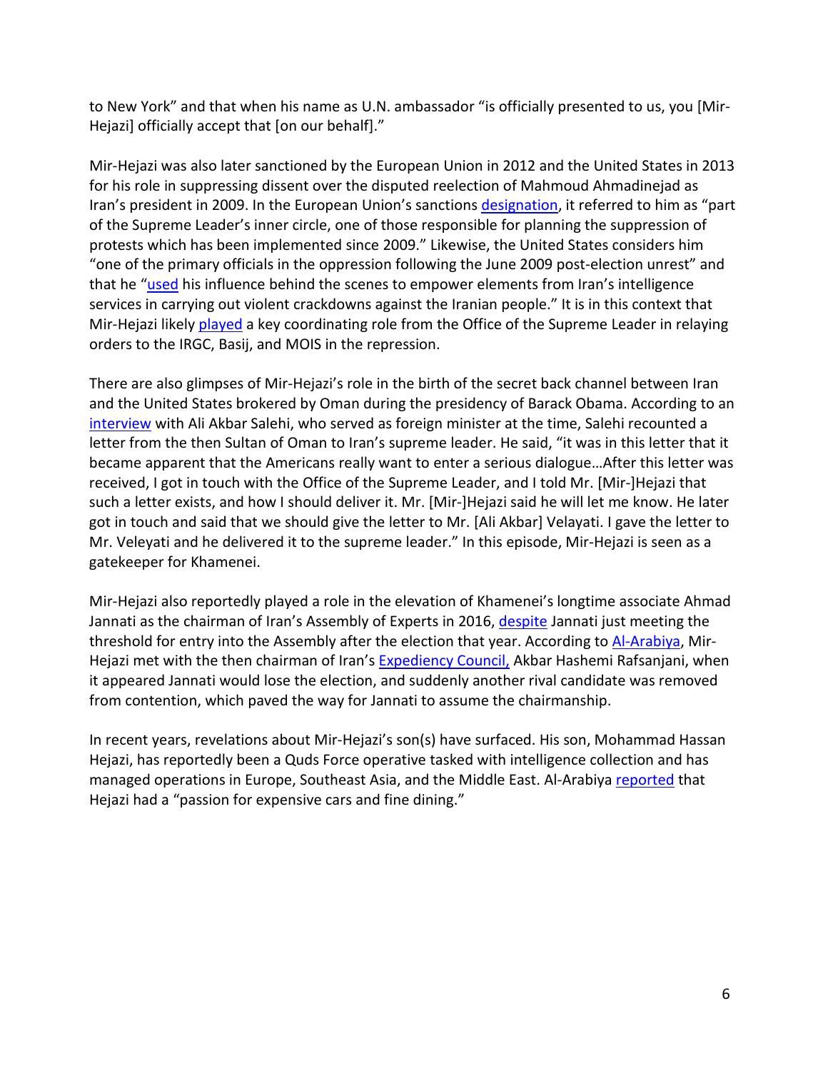to New York" and that when his name as U.N. ambassador "is officially presented to us, you [Mir-Hejazi] officially accept that [on our behalf]."

Mir-Hejazi was also later sanctioned by the European Union in 2012 and the United States in 2013 for his role in suppressing dissent over the disputed reelection of Mahmoud Ahmadinejad as Iran's president in 2009. In the European Union's sanctions designation, it referred to him as "part of the Supreme Leader's inner circle, one of those responsible for planning the suppression of protests which has been implemented since 2009." Likewise, the United States considers him "one of the primary officials in the oppression following the June 2009 post-election unrest" and that he "used his influence behind the scenes to empower elements from Iran's intelligence services in carrying out violent crackdowns against the Iranian people." It is in this context that Mir-Hejazi likely played a key coordinating role from the Office of the Supreme Leader in relaying orders to the IRGC, Basij, and MOIS in the repression.

There are also glimpses of Mir-Hejazi's role in the birth of the secret back channel between Iran and the United States brokered by Oman during the presidency of Barack Obama. According to an interview with Ali Akbar Salehi, who served as foreign minister at the time, Salehi recounted a letter from the then Sultan of Oman to Iran's supreme leader. He said, "it was in this letter that it became apparent that the Americans really want to enter a serious dialogue…After this letter was received, I got in touch with the Office of the Supreme Leader, and I told Mr. [Mir-]Hejazi that such a letter exists, and how I should deliver it. Mr. [Mir-]Hejazi said he will let me know. He later got in touch and said that we should give the letter to Mr. [Ali Akbar] Velayati. I gave the letter to Mr. Veleyati and he delivered it to the supreme leader." In this episode, Mir-Hejazi is seen as a gatekeeper for Khamenei.

Mir-Hejazi also reportedly played a role in the elevation of Khamenei's longtime associate Ahmad Jannati as the chairman of Iran's Assembly of Experts in 2016, despite Jannati just meeting the threshold for entry into the Assembly after the election that year. According to Al-Arabiya, Mir-Hejazi met with the then chairman of Iran's Expediency Council, Akbar Hashemi Rafsanjani, when it appeared Jannati would lose the election, and suddenly another rival candidate was removed from contention, which paved the way for Jannati to assume the chairmanship.

In recent years, revelations about Mir-Hejazi's son(s) have surfaced. His son, Mohammad Hassan Hejazi, has reportedly been a Quds Force operative tasked with intelligence collection and has managed operations in Europe, Southeast Asia, and the Middle East. Al-Arabiya reported that Hejazi had a "passion for expensive cars and fine dining."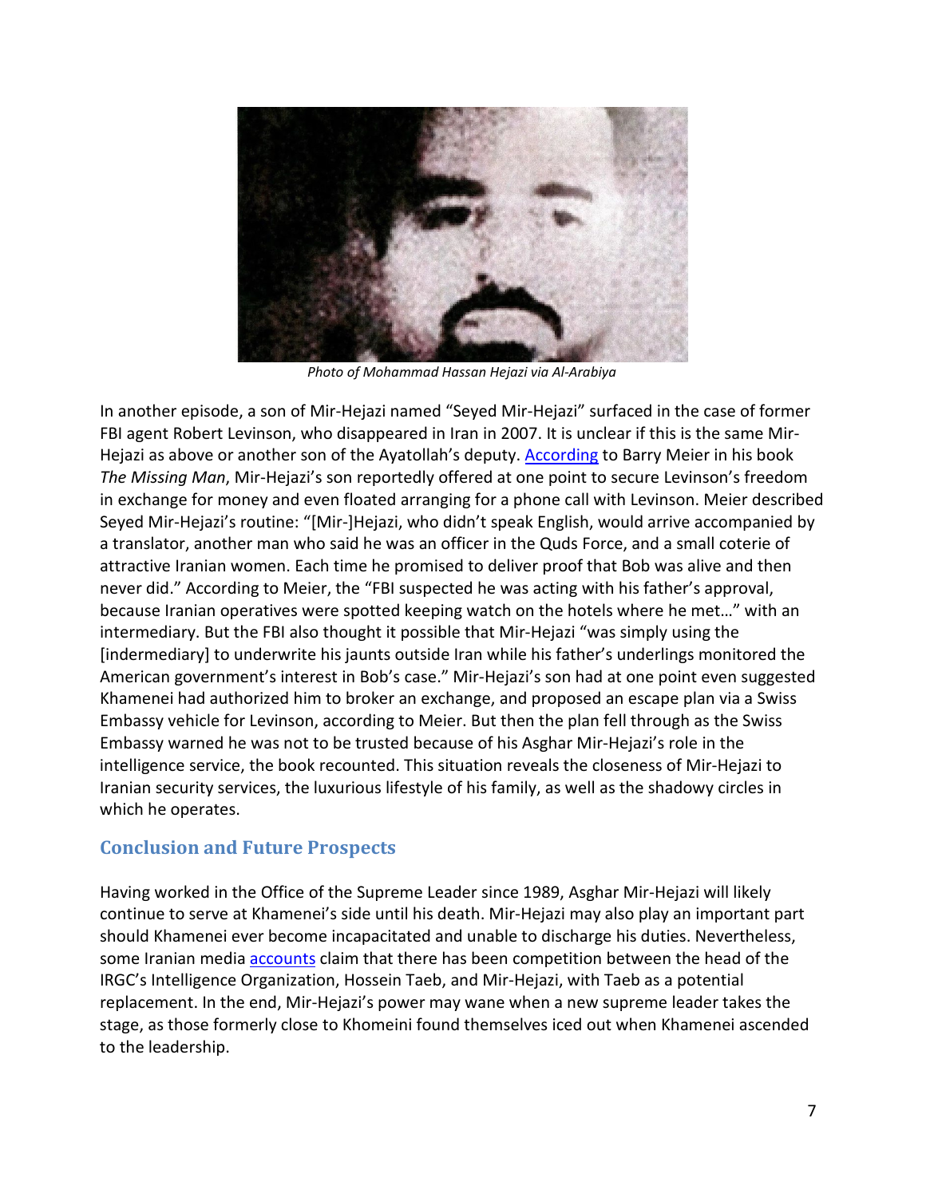Photo of Mohammad Hassan Hejazi via Al-Arabiya

In another episode, a son of Mir-Hejazi named "Seyed Mir-Hejazi" surfaced in the case of former FBI agent Robert Levinson, who disappeared in Iran in 2007. It is unclear if this is the same Mir-Hejazi as above or another son of the Ayatollah's deputy. According to Barry Meier in his book *The Missing Man*, Mir-Hejazi's son reportedly offered at one point to secure Levinson's freedom in exchange for money and even floated arranging for a phone call with Levinson. Meier described Seyed Mir-Hejazi's routine: "[Mir-]Hejazi, who didn't speak English, would arrive accompanied by a translator, another man who said he was an officer in the Quds Force, and a small coterie of attractive Iranian women. Each time he promised to deliver proof that Bob was alive and then never did." According to Meier, the "FBI suspected he was acting with his father's approval, because Iranian operatives were spotted keeping watch on the hotels where he met…" with an intermediary. But the FBI also thought it possible that Mir-Hejazi "was simply using the [indermediary] to underwrite his jaunts outside Iran while his father's underlings monitored the American government's interest in Bob's case." Mir-Hejazi's son had at one point even suggested Khamenei had authorized him to broker an exchange, and proposed an escape plan via a Swiss Embassy vehicle for Levinson, according to Meier. But then the plan fell through as the Swiss Embassy warned he was not to be trusted because of his Asghar Mir-Hejazi's role in the intelligence service, the book recounted. This situation reveals the closeness of Mir-Hejazi to Iranian security services, the luxurious lifestyle of his family, as well as the shadowy circles in which he operates.

## Conclusion and Future Prospects

Having worked in the Office of the Supreme Leader since 1989, Asghar Mir-Hejazi will likely continue to serve at Khamenei's side until his death. Mir-Hejazi may also play an important part should Khamenei ever become incapacitated and unable to discharge his duties. Nevertheless, some Iranian media accounts claim that there has been competition between the head of the IRGC's Intelligence Organization, Hossein Taeb, and Mir-Hejazi, with Taeb as a potential replacement. In the end, Mir-Hejazi's power may wane when a new supreme leader takes the stage, as those formerly close to Khomeini found themselves iced out when Khamenei ascended to the leadership.